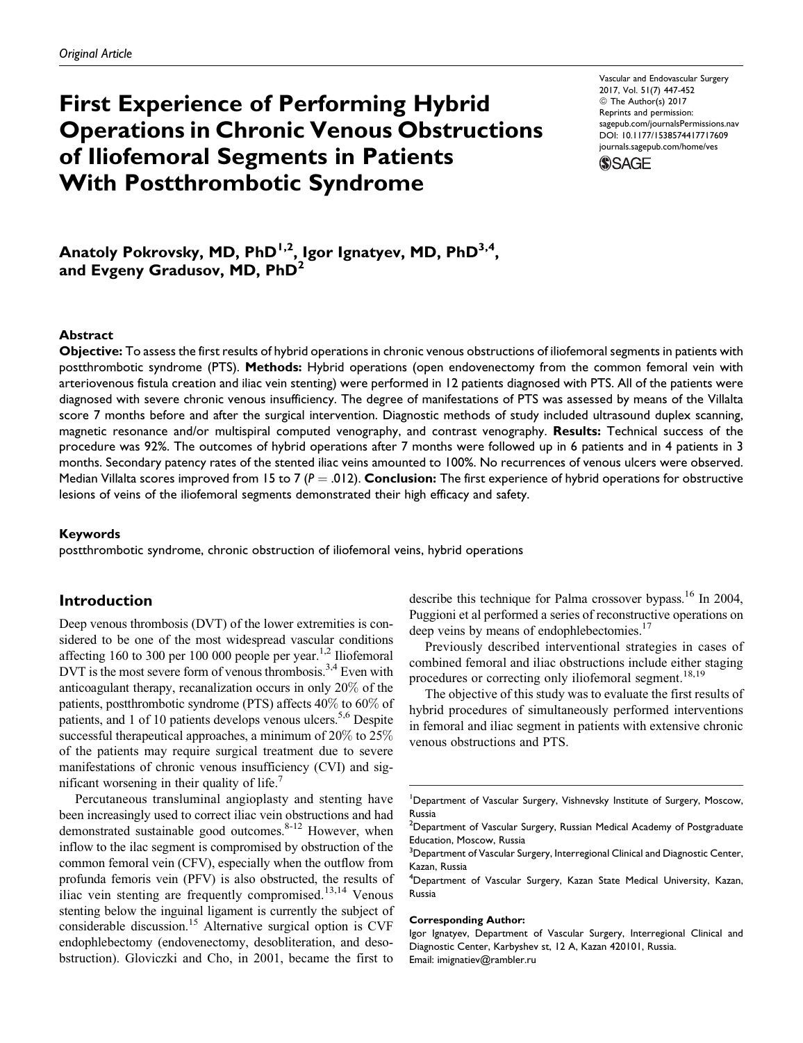*Original Article*

# First Experience of Performing Hybrid Operations in Chronic Venous Obstructions of Iliofemoral Segments in Patients With Postthrombotic Syndrome

Vascular and Endovascular Surgery
2017, Vol. 51(7) 447-452
© The Author(s) 2017
Reprints and permission: sagepub.com/journalsPermissions.nav
DOI: 10.1177/1538574417717609
journals.sagepub.com/home/ves

**Anatoly Pokrovsky, MD, PhD[1,2], Igor Ignatyev, MD, PhD[3,4], and Evgeny Gradusov, MD, PhD[2]**

## Abstract

**Objective:** To assess the first results of hybrid operations in chronic venous obstructions of iliofemoral segments in patients with postthrombotic syndrome (PTS). **Methods:** Hybrid operations (open endovenectomy from the common femoral vein with arteriovenous fistula creation and iliac vein stenting) were performed in 12 patients diagnosed with PTS. All of the patients were diagnosed with severe chronic venous insufficiency. The degree of manifestations of PTS was assessed by means of the Villalta score 7 months before and after the surgical intervention. Diagnostic methods of study included ultrasound duplex scanning, magnetic resonance and/or multispiral computed venography, and contrast venography. **Results:** Technical success of the procedure was 92%. The outcomes of hybrid operations after 7 months were followed up in 6 patients and in 4 patients in 3 months. Secondary patency rates of the stented iliac veins amounted to 100%. No recurrences of venous ulcers were observed. Median Villalta scores improved from 15 to 7 ($P = .012$). **Conclusion:** The first experience of hybrid operations for obstructive lesions of veins of the iliofemoral segments demonstrated their high efficacy and safety.

### Keywords

postthrombotic syndrome, chronic obstruction of iliofemoral veins, hybrid operations

## Introduction

Deep venous thrombosis (DVT) of the lower extremities is considered to be one of the most widespread vascular conditions affecting 160 to 300 per 100 000 people per year.[1,2] Iliofemoral DVT is the most severe form of venous thrombosis.[3,4] Even with anticoagulant therapy, recanalization occurs in only 20% of the patients, postthrombotic syndrome (PTS) affects 40% to 60% of patients, and 1 of 10 patients develops venous ulcers.[5,6] Despite successful therapeutical approaches, a minimum of 20% to 25% of the patients may require surgical treatment due to severe manifestations of chronic venous insufficiency (CVI) and significant worsening in their quality of life.[7]

Percutaneous transluminal angioplasty and stenting have been increasingly used to correct iliac vein obstructions and had demonstrated sustainable good outcomes.[8-12] However, when inflow to the ilac segment is compromised by obstruction of the common femoral vein (CFV), especially when the outflow from profunda femoris vein (PFV) is also obstructed, the results of iliac vein stenting are frequently compromised.[13,14] Venous stenting below the inguinal ligament is currently the subject of considerable discussion.[15] Alternative surgical option is CVF endophlebectomy (endovenectomy, desobliteration, and desobstruction). Gloviczki and Cho, in 2001, became the first to describe this technique for Palma crossover bypass.[16] In 2004, Puggioni et al performed a series of reconstructive operations on deep veins by means of endophlebectomies.[17]

Previously described interventional strategies in cases of combined femoral and iliac obstructions include either staging procedures or correcting only iliofemoral segment.[18,19]

The objective of this study was to evaluate the first results of hybrid procedures of simultaneously performed interventions in femoral and iliac segment in patients with extensive chronic venous obstructions and PTS.

[1]Department of Vascular Surgery, Vishnevsky Institute of Surgery, Moscow, Russia
[2]Department of Vascular Surgery, Russian Medical Academy of Postgraduate Education, Moscow, Russia
[3]Department of Vascular Surgery, Interregional Clinical and Diagnostic Center, Kazan, Russia
[4]Department of Vascular Surgery, Kazan State Medical University, Kazan, Russia

**Corresponding Author:**
Igor Ignatyev, Department of Vascular Surgery, Interregional Clinical and Diagnostic Center, Karbyshev st, 12 A, Kazan 420101, Russia.
Email: imignatiev@rambler.ru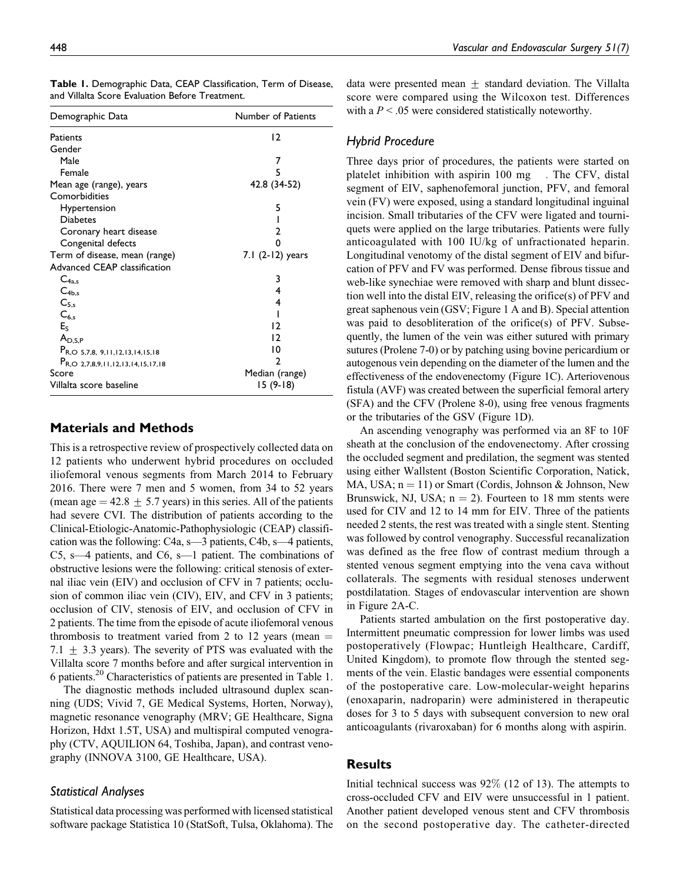**Table 1.** Demographic Data, CEAP Classification, Term of Disease, and Villalta Score Evaluation Before Treatment.

| Demographic Data | Number of Patients |
| --- | --- |
| Patients | 12 |
| Gender | |
| Male | 7 |
| Female | 5 |
| Mean age (range), years | 42.8 (34-52) |
| Comorbidities | |
| Hypertension | 5 |
| Diabetes | 1 |
| Coronary heart disease | 2 |
| Congenital defects | 0 |
| Term of disease, mean (range) | 7.1 (2-12) years |
| Advanced CEAP classification | |
| $C_{4a,s}$ | 3 |
| $C_{4b,s}$ | 4 |
| $C_{5,s}$ | 4 |
| $C_{6,s}$ | 1 |
| $E_S$ | 12 |
| $A_{D,S,P}$ | 12 |
| $P_{R,O\ 5,7,8,\ 9,11,12,13,14,15,18}$ | 10 |
| $P_{R,O\ 2,7,8,9,11,12,13,14,15,17,18}$ | 2 |
| Score | Median (range) |
| Villalta score baseline | 15 (9-18) |

## Materials and Methods

This is a retrospective review of prospectively collected data on 12 patients who underwent hybrid procedures on occluded iliofemoral venous segments from March 2014 to February 2016. There were 7 men and 5 women, from 34 to 52 years (mean age = 42.8 ± 5.7 years) in this series. All of the patients had severe CVI. The distribution of patients according to the Clinical-Etiologic-Anatomic-Pathophysiologic (CEAP) classification was the following: C4a, s—3 patients, C4b, s—4 patients, C5, s—4 patients, and C6, s—1 patient. The combinations of obstructive lesions were the following: critical stenosis of external iliac vein (EIV) and occlusion of CFV in 7 patients; occlusion of common iliac vein (CIV), EIV, and CFV in 3 patients; occlusion of CIV, stenosis of EIV, and occlusion of CFV in 2 patients. The time from the episode of acute iliofemoral venous thrombosis to treatment varied from 2 to 12 years (mean = 7.1 ± 3.3 years). The severity of PTS was evaluated with the Villalta score 7 months before and after surgical intervention in 6 patients.[20] Characteristics of patients are presented in Table 1.

The diagnostic methods included ultrasound duplex scanning (UDS; Vivid 7, GE Medical Systems, Horten, Norway), magnetic resonance venography (MRV; GE Healthcare, Signa Horizon, Hdxt 1.5T, USA) and multispiral computed venography (CTV, AQUILION 64, Toshiba, Japan), and contrast venography (INNOVA 3100, GE Healthcare, USA).

### Statistical Analyses

Statistical data processing was performed with licensed statistical software package Statistica 10 (StatSoft, Tulsa, Oklahoma). The data were presented mean ± standard deviation. The Villalta score were compared using the Wilcoxon test. Differences with a $P < .05$ were considered statistically noteworthy.

### Hybrid Procedure

Three days prior of procedures, the patients were started on platelet inhibition with aspirin 100 mg . The CFV, distal segment of EIV, saphenofemoral junction, PFV, and femoral vein (FV) were exposed, using a standard longitudinal inguinal incision. Small tributaries of the CFV were ligated and tourniquets were applied on the large tributaries. Patients were fully anticoagulated with 100 IU/kg of unfractionated heparin. Longitudinal venotomy of the distal segment of EIV and bifurcation of PFV and FV was performed. Dense fibrous tissue and web-like synechiae were removed with sharp and blunt dissection well into the distal EIV, releasing the orifice(s) of PFV and great saphenous vein (GSV; Figure 1 A and B). Special attention was paid to desobliteration of the orifice(s) of PFV. Subsequently, the lumen of the vein was either sutured with primary sutures (Prolene 7-0) or by patching using bovine pericardium or autogenous vein depending on the diameter of the lumen and the effectiveness of the endovenectomy (Figure 1C). Arteriovenous fistula (AVF) was created between the superficial femoral artery (SFA) and the CFV (Prolene 8-0), using free venous fragments or the tributaries of the GSV (Figure 1D).

An ascending venography was performed via an 8F to 10F sheath at the conclusion of the endovenectomy. After crossing the occluded segment and predilation, the segment was stented using either Wallstent (Boston Scientific Corporation, Natick, MA, USA; n = 11) or Smart (Cordis, Johnson & Johnson, New Brunswick, NJ, USA; n = 2). Fourteen to 18 mm stents were used for CIV and 12 to 14 mm for EIV. Three of the patients needed 2 stents, the rest was treated with a single stent. Stenting was followed by control venography. Successful recanalization was defined as the free flow of contrast medium through a stented venous segment emptying into the vena cava without collaterals. The segments with residual stenoses underwent postdilatation. Stages of endovascular intervention are shown in Figure 2A-C.

Patients started ambulation on the first postoperative day. Intermittent pneumatic compression for lower limbs was used postoperatively (Flowpac; Huntleigh Healthcare, Cardiff, United Kingdom), to promote flow through the stented segments of the vein. Elastic bandages were essential components of the postoperative care. Low-molecular-weight heparins (enoxaparin, nadroparin) were administered in therapeutic doses for 3 to 5 days with subsequent conversion to new oral anticoagulants (rivaroxaban) for 6 months along with aspirin.

## Results

Initial technical success was 92% (12 of 13). The attempts to cross-occluded CFV and EIV were unsuccessful in 1 patient. Another patient developed venous stent and CFV thrombosis on the second postoperative day. The catheter-directed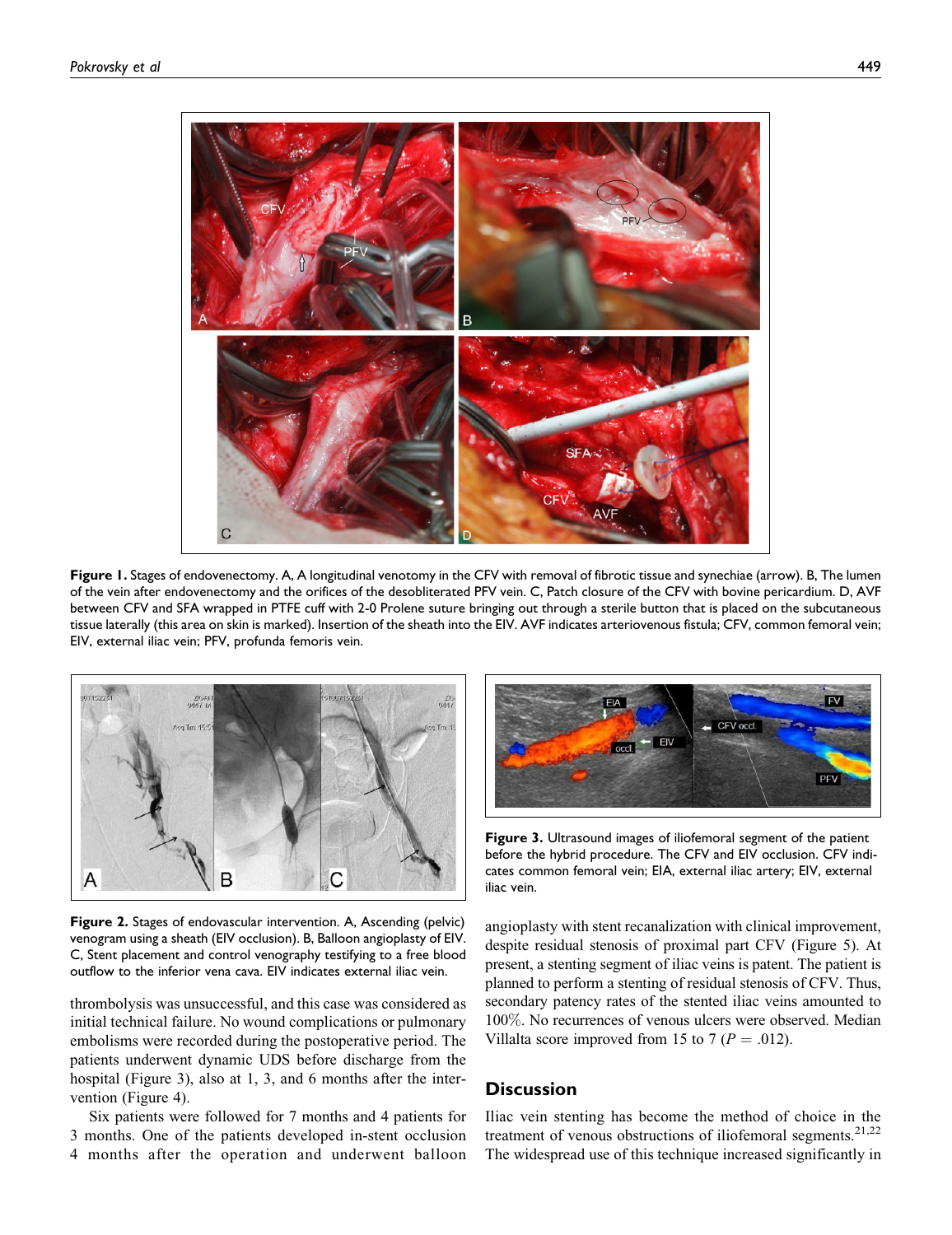Figure 1. Stages of endovenectomy. A, A longitudinal venotomy in the CFV with removal of fibrotic tissue and synechiae (arrow). B, The lumen of the vein after endovenectomy and the orifices of the desobliterated PFV vein. C, Patch closure of the CFV with bovine pericardium. D, AVF between CFV and SFA wrapped in PTFE cuff with 2-0 Prolene suture bringing out through a sterile button that is placed on the subcutaneous tissue laterally (this area on skin is marked). Insertion of the sheath into the EIV. AVF indicates arteriovenous fistula; CFV, common femoral vein; EIV, external iliac vein; PFV, profunda femoris vein.

Figure 2. Stages of endovascular intervention. A, Ascending (pelvic) venogram using a sheath (EIV occlusion). B, Balloon angioplasty of EIV. C, Stent placement and control venography testifying to a free blood outflow to the inferior vena cava. EIV indicates external iliac vein.

Figure 3. Ultrasound images of iliofemoral segment of the patient before the hybrid procedure. The CFV and EIV occlusion. CFV indicates common femoral vein; EIA, external iliac artery; EIV, external iliac vein.

thrombolysis was unsuccessful, and this case was considered as initial technical failure. No wound complications or pulmonary embolisms were recorded during the postoperative period. The patients underwent dynamic UDS before discharge from the hospital (Figure 3), also at 1, 3, and 6 months after the intervention (Figure 4).

Six patients were followed for 7 months and 4 patients for 3 months. One of the patients developed in-stent occlusion 4 months after the operation and underwent balloon angioplasty with stent recanalization with clinical improvement, despite residual stenosis of proximal part CFV (Figure 5). At present, a stenting segment of iliac veins is patent. The patient is planned to perform a stenting of residual stenosis of CFV. Thus, secondary patency rates of the stented iliac veins amounted to 100%. No recurrences of venous ulcers were observed. Median Villalta score improved from 15 to 7 ($P = .012$).

## Discussion

Iliac vein stenting has become the method of choice in the treatment of venous obstructions of iliofemoral segments.[21,22] The widespread use of this technique increased significantly in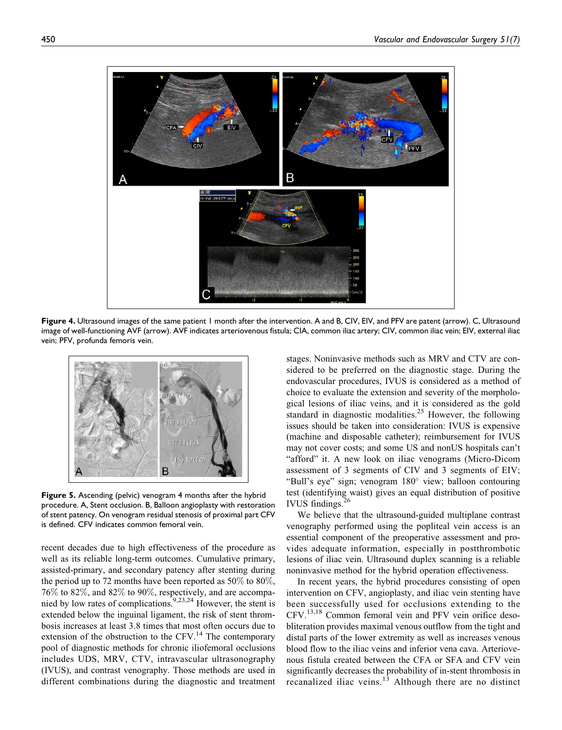**Figure 4.** Ultrasound images of the same patient 1 month after the intervention. A and B, CIV, EIV, and PFV are patent (arrow). C, Ultrasound image of well-functioning AVF (arrow). AVF indicates arteriovenous fistula; CIA, common iliac artery; CIV, common iliac vein; EIV, external iliac vein; PFV, profunda femoris vein.

**Figure 5.** Ascending (pelvic) venogram 4 months after the hybrid procedure. A, Stent occlusion. B, Balloon angioplasty with restoration of stent patency. On venogram residual stenosis of proximal part CFV is defined. CFV indicates common femoral vein.

recent decades due to high effectiveness of the procedure as well as its reliable long-term outcomes. Cumulative primary, assisted-primary, and secondary patency after stenting during the period up to 72 months have been reported as 50% to 80%, 76% to 82%, and 82% to 90%, respectively, and are accompanied by low rates of complications.[9,23,24] However, the stent is extended below the inguinal ligament, the risk of stent thrombosis increases at least 3.8 times that most often occurs due to extension of the obstruction to the CFV.[14] The contemporary pool of diagnostic methods for chronic iliofemoral occlusions includes UDS, MRV, CTV, intravascular ultrasonography (IVUS), and contrast venography. Those methods are used in different combinations during the diagnostic and treatment stages. Noninvasive methods such as MRV and CTV are considered to be preferred on the diagnostic stage. During the endovascular procedures, IVUS is considered as a method of choice to evaluate the extension and severity of the morphological lesions of iliac veins, and it is considered as the gold standard in diagnostic modalities.[25] However, the following issues should be taken into consideration: IVUS is expensive (machine and disposable catheter); reimbursement for IVUS may not cover costs; and some US and nonUS hospitals can't "afford" it. A new look on iliac venograms (Micro-Dicom assessment of 3 segments of CIV and 3 segments of EIV; "Bull's eye" sign; venogram 180° view; balloon contouring test (identifying waist) gives an equal distribution of positive IVUS findings.[26]

We believe that the ultrasound-guided multiplane contrast venography performed using the popliteal vein access is an essential component of the preoperative assessment and provides adequate information, especially in postthrombotic lesions of iliac vein. Ultrasound duplex scanning is a reliable noninvasive method for the hybrid operation effectiveness.

In recent years, the hybrid procedures consisting of open intervention on CFV, angioplasty, and iliac vein stenting have been successfully used for occlusions extending to the CFV.[13,18] Common femoral vein and PFV vein orifice desobliteration provides maximal venous outflow from the tight and distal parts of the lower extremity as well as increases venous blood flow to the iliac veins and inferior vena cava. Arteriovenous fistula created between the CFA or SFA and CFV vein significantly decreases the probability of in-stent thrombosis in recanalized iliac veins.[13] Although there are no distinct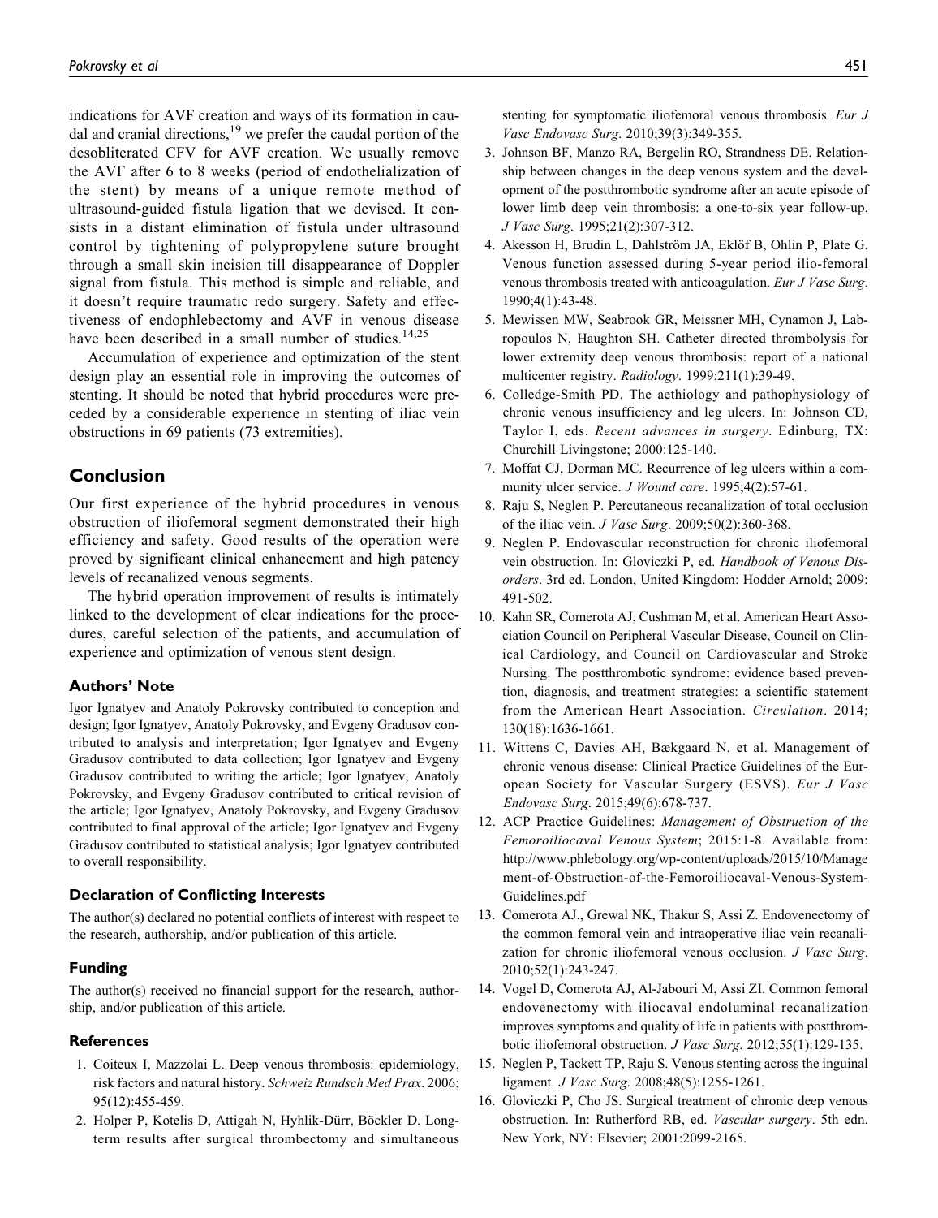indications for AVF creation and ways of its formation in caudal and cranial directions,[19] we prefer the caudal portion of the desobliterated CFV for AVF creation. We usually remove the AVF after 6 to 8 weeks (period of endothelialization of the stent) by means of a unique remote method of ultrasound-guided fistula ligation that we devised. It consists in a distant elimination of fistula under ultrasound control by tightening of polypropylene suture brought through a small skin incision till disappearance of Doppler signal from fistula. This method is simple and reliable, and it doesn't require traumatic redo surgery. Safety and effectiveness of endophlebectomy and AVF in venous disease have been described in a small number of studies.[14,25]

Accumulation of experience and optimization of the stent design play an essential role in improving the outcomes of stenting. It should be noted that hybrid procedures were preceded by a considerable experience in stenting of iliac vein obstructions in 69 patients (73 extremities).

## Conclusion

Our first experience of the hybrid procedures in venous obstruction of iliofemoral segment demonstrated their high efficiency and safety. Good results of the operation were proved by significant clinical enhancement and high patency levels of recanalized venous segments.

The hybrid operation improvement of results is intimately linked to the development of clear indications for the procedures, careful selection of the patients, and accumulation of experience and optimization of venous stent design.

### Authors' Note

Igor Ignatyev and Anatoly Pokrovsky contributed to conception and design; Igor Ignatyev, Anatoly Pokrovsky, and Evgeny Gradusov contributed to analysis and interpretation; Igor Ignatyev and Evgeny Gradusov contributed to data collection; Igor Ignatyev and Evgeny Gradusov contributed to writing the article; Igor Ignatyev, Anatoly Pokrovsky, and Evgeny Gradusov contributed to critical revision of the article; Igor Ignatyev, Anatoly Pokrovsky, and Evgeny Gradusov contributed to final approval of the article; Igor Ignatyev and Evgeny Gradusov contributed to statistical analysis; Igor Ignatyev contributed to overall responsibility.

### Declaration of Conflicting Interests

The author(s) declared no potential conflicts of interest with respect to the research, authorship, and/or publication of this article.

### Funding

The author(s) received no financial support for the research, authorship, and/or publication of this article.

### References

1. Coiteux I, Mazzolai L. Deep venous thrombosis: epidemiology, risk factors and natural history. *Schweiz Rundsch Med Prax*. 2006; 95(12):455-459.
2. Holper P, Kotelis D, Attigah N, Hyhlik-Dürr, Böckler D. Long-term results after surgical thrombectomy and simultaneous stenting for symptomatic iliofemoral venous thrombosis. *Eur J Vasc Endovasc Surg*. 2010;39(3):349-355.
3. Johnson BF, Manzo RA, Bergelin RO, Strandness DE. Relationship between changes in the deep venous system and the development of the postthrombotic syndrome after an acute episode of lower limb deep vein thrombosis: a one-to-six year follow-up. *J Vasc Surg*. 1995;21(2):307-312.
4. Akesson H, Brudin L, Dahlström JA, Eklöf B, Ohlin P, Plate G. Venous function assessed during 5-year period ilio-femoral venous thrombosis treated with anticoagulation. *Eur J Vasc Surg*. 1990;4(1):43-48.
5. Mewissen MW, Seabrook GR, Meissner MH, Cynamon J, Labropoulos N, Haughton SH. Catheter directed thrombolysis for lower extremity deep venous thrombosis: report of a national multicenter registry. *Radiology*. 1999;211(1):39-49.
6. Colledge-Smith PD. The aethiology and pathophysiology of chronic venous insufficiency and leg ulcers. In: Johnson CD, Taylor I, eds. *Recent advances in surgery*. Edinburg, TX: Churchill Livingstone; 2000:125-140.
7. Moffat CJ, Dorman MC. Recurrence of leg ulcers within a community ulcer service. *J Wound care*. 1995;4(2):57-61.
8. Raju S, Neglen P. Percutaneous recanalization of total occlusion of the iliac vein. *J Vasc Surg*. 2009;50(2):360-368.
9. Neglen P. Endovascular reconstruction for chronic iliofemoral vein obstruction. In: Gloviczki P, ed. *Handbook of Venous Disorders*. 3rd ed. London, United Kingdom: Hodder Arnold; 2009: 491-502.
10. Kahn SR, Comerota AJ, Cushman M, et al. American Heart Association Council on Peripheral Vascular Disease, Council on Clinical Cardiology, and Council on Cardiovascular and Stroke Nursing. The postthrombotic syndrome: evidence based prevention, diagnosis, and treatment strategies: a scientific statement from the American Heart Association. *Circulation*. 2014; 130(18):1636-1661.
11. Wittens C, Davies AH, Bækgaard N, et al. Management of chronic venous disease: Clinical Practice Guidelines of the European Society for Vascular Surgery (ESVS). *Eur J Vasc Endovasc Surg*. 2015;49(6):678-737.
12. ACP Practice Guidelines: *Management of Obstruction of the Femoroiliocaval Venous System*; 2015:1-8. Available from: http://www.phlebology.org/wp-content/uploads/2015/10/Management-of-Obstruction-of-the-Femoroiliocaval-Venous-System-Guidelines.pdf
13. Comerota AJ., Grewal NK, Thakur S, Assi Z. Endovenectomy of the common femoral vein and intraoperative iliac vein recanalization for chronic iliofemoral venous occlusion. *J Vasc Surg*. 2010;52(1):243-247.
14. Vogel D, Comerota AJ, Al-Jabouri M, Assi ZI. Common femoral endovenectomy with iliocaval endoluminal recanalization improves symptoms and quality of life in patients with postthrombotic iliofemoral obstruction. *J Vasc Surg*. 2012;55(1):129-135.
15. Neglen P, Tackett TP, Raju S. Venous stenting across the inguinal ligament. *J Vasc Surg*. 2008;48(5):1255-1261.
16. Gloviczki P, Cho JS. Surgical treatment of chronic deep venous obstruction. In: Rutherford RB, ed. *Vascular surgery*. 5th edn. New York, NY: Elsevier; 2001:2099-2165.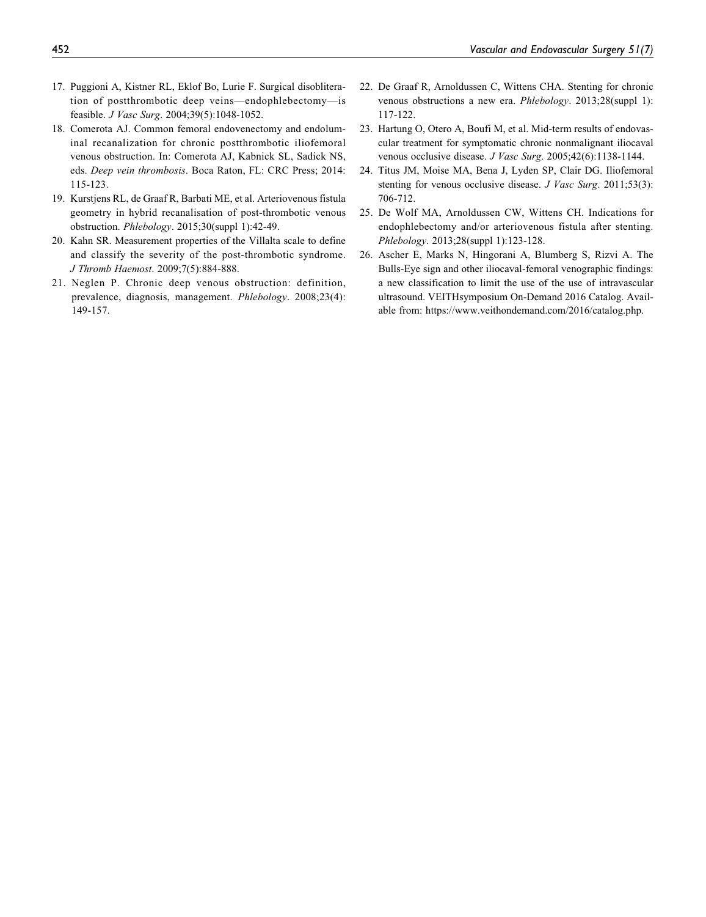17. Puggioni A, Kistner RL, Eklof Bo, Lurie F. Surgical disobliteration of postthrombotic deep veins—endophlebectomy—is feasible. *J Vasc Surg*. 2004;39(5):1048-1052.
18. Comerota AJ. Common femoral endovenectomy and endoluminal recanalization for chronic postthrombotic iliofemoral venous obstruction. In: Comerota AJ, Kabnick SL, Sadick NS, eds. *Deep vein thrombosis*. Boca Raton, FL: CRC Press; 2014: 115-123.
19. Kurstjens RL, de Graaf R, Barbati ME, et al. Arteriovenous fistula geometry in hybrid recanalisation of post-thrombotic venous obstruction. *Phlebology*. 2015;30(suppl 1):42-49.
20. Kahn SR. Measurement properties of the Villalta scale to define and classify the severity of the post-thrombotic syndrome. *J Thromb Haemost*. 2009;7(5):884-888.
21. Neglen P. Chronic deep venous obstruction: definition, prevalence, diagnosis, management. *Phlebology*. 2008;23(4): 149-157.
22. De Graaf R, Arnoldussen C, Wittens CHA. Stenting for chronic venous obstructions a new era. *Phlebology*. 2013;28(suppl 1): 117-122.
23. Hartung O, Otero A, Boufi M, et al. Mid-term results of endovascular treatment for symptomatic chronic nonmalignant iliocaval venous occlusive disease. *J Vasc Surg*. 2005;42(6):1138-1144.
24. Titus JM, Moise MA, Bena J, Lyden SP, Clair DG. Iliofemoral stenting for venous occlusive disease. *J Vasc Surg*. 2011;53(3): 706-712.
25. De Wolf MA, Arnoldussen CW, Wittens CH. Indications for endophlebectomy and/or arteriovenous fistula after stenting. *Phlebology*. 2013;28(suppl 1):123-128.
26. Ascher E, Marks N, Hingorani A, Blumberg S, Rizvi A. The Bulls-Eye sign and other iliocaval-femoral venographic findings: a new classification to limit the use of the use of intravascular ultrasound. VEITHsymposium On-Demand 2016 Catalog. Available from: https://www.veithondemand.com/2016/catalog.php.